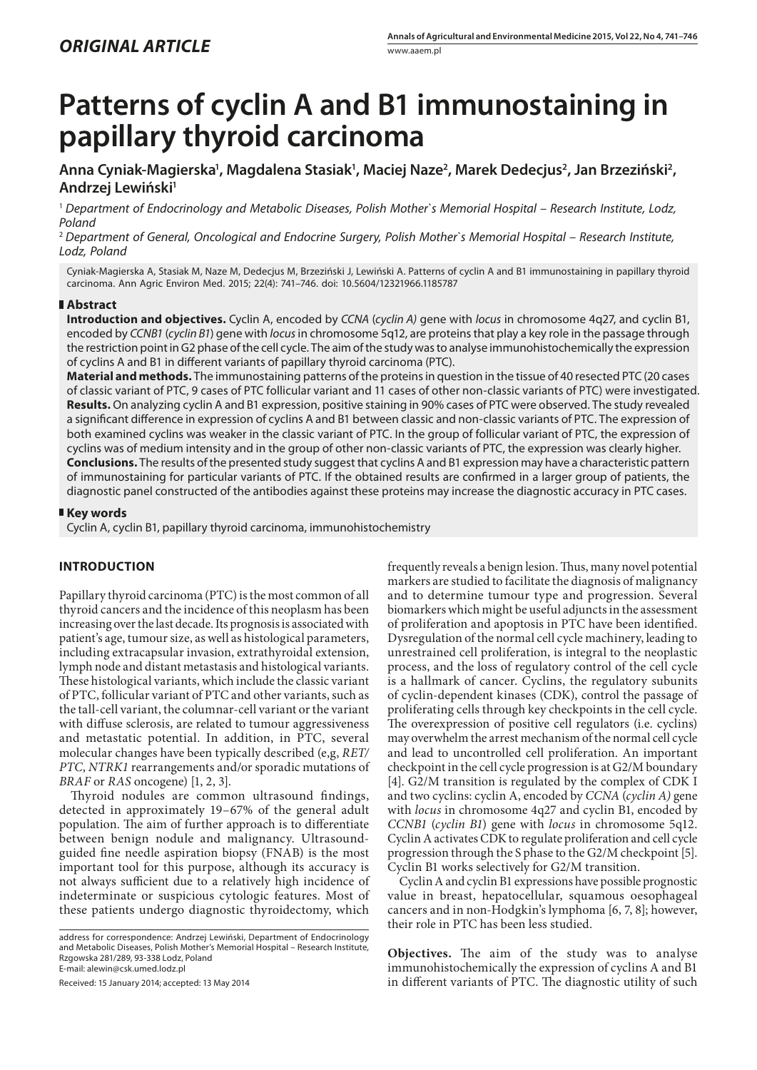## *ORIGINAL ARTICLE*

# Patterns of cyclin A and B1 immunostaining in papillary thyroid carcinoma

**Anna Cyniak-Magierska[1], Magdalena Stasiak[1], Maciej Naze[2], Marek Dedecjus[2], Jan Brzeziński[2], Andrzej Lewiński[1]**

[1] *Department of Endocrinology and Metabolic Diseases, Polish Mother`s Memorial Hospital – Research Institute, Lodz, Poland*

[2] *Department of General, Oncological and Endocrine Surgery, Polish Mother`s Memorial Hospital – Research Institute, Lodz, Poland*

Cyniak-Magierska A, Stasiak M, Naze M, Dedecjus M, Brzeziński J, Lewiński A. Patterns of cyclin A and B1 immunostaining in papillary thyroid carcinoma. Ann Agric Environ Med. 2015; 22(4): 741–746. doi: 10.5604/12321966.1185787

## Abstract

**Introduction and objectives.** Cyclin A, encoded by *CCNA* (*cyclin A)* gene with *locus* in chromosome 4q27, and cyclin B1, encoded by *CCNB1* (*cyclin B1*) gene with *locus* in chromosome 5q12, are proteins that play a key role in the passage through the restriction point in G2 phase of the cell cycle. The aim of the study was to analyse immunohistochemically the expression of cyclins A and B1 in different variants of papillary thyroid carcinoma (PTC).

**Material and methods.** The immunostaining patterns of the proteins in question in the tissue of 40 resected PTC (20 cases of classic variant of PTC, 9 cases of PTC follicular variant and 11 cases of other non-classic variants of PTC) were investigated.

**Results.** On analyzing cyclin A and B1 expression, positive staining in 90% cases of PTC were observed. The study revealed a significant difference in expression of cyclins A and B1 between classic and non-classic variants of PTC. The expression of both examined cyclins was weaker in the classic variant of PTC. In the group of follicular variant of PTC, the expression of cyclins was of medium intensity and in the group of other non-classic variants of PTC, the expression was clearly higher.

**Conclusions.** The results of the presented study suggest that cyclins A and B1 expression may have a characteristic pattern of immunostaining for particular variants of PTC. If the obtained results are confirmed in a larger group of patients, the diagnostic panel constructed of the antibodies against these proteins may increase the diagnostic accuracy in PTC cases.

## Key words

Cyclin A, cyclin B1, papillary thyroid carcinoma, immunohistochemistry

## INTRODUCTION

Papillary thyroid carcinoma (PTC) is the most common of all thyroid cancers and the incidence of this neoplasm has been increasing over the last decade. Its prognosis is associated with patient's age, tumour size, as well as histological parameters, including extracapsular invasion, extrathyroidal extension, lymph node and distant metastasis and histological variants. These histological variants, which include the classic variant of PTC, follicular variant of PTC and other variants, such as the tall-cell variant, the columnar-cell variant or the variant with diffuse sclerosis, are related to tumour aggressiveness and metastatic potential. In addition, in PTC, several molecular changes have been typically described (e,g, *RET/PTC*, *NTRK1* rearrangements and/or sporadic mutations of *BRAF* or *RAS* oncogene) [1, 2, 3].

Thyroid nodules are common ultrasound findings, detected in approximately 19–67% of the general adult population. The aim of further approach is to differentiate between benign nodule and malignancy. Ultrasound-guided fine needle aspiration biopsy (FNAB) is the most important tool for this purpose, although its accuracy is not always sufficient due to a relatively high incidence of indeterminate or suspicious cytologic features. Most of these patients undergo diagnostic thyroidectomy, which frequently reveals a benign lesion. Thus, many novel potential markers are studied to facilitate the diagnosis of malignancy and to determine tumour type and progression. Several biomarkers which might be useful adjuncts in the assessment of proliferation and apoptosis in PTC have been identified. Dysregulation of the normal cell cycle machinery, leading to unrestrained cell proliferation, is integral to the neoplastic process, and the loss of regulatory control of the cell cycle is a hallmark of cancer. Cyclins, the regulatory subunits of cyclin-dependent kinases (CDK), control the passage of proliferating cells through key checkpoints in the cell cycle. The overexpression of positive cell regulators (i.e. cyclins) may overwhelm the arrest mechanism of the normal cell cycle and lead to uncontrolled cell proliferation. An important checkpoint in the cell cycle progression is at G2/M boundary [4]. G2/M transition is regulated by the complex of CDK I and two cyclins: cyclin A, encoded by *CCNA* (*cyclin A)* gene with *locus* in chromosome 4q27 and cyclin B1, encoded by *CCNB1* (*cyclin B1*) gene with *locus* in chromosome 5q12. Cyclin A activates CDK to regulate proliferation and cell cycle progression through the S phase to the G2/M checkpoint [5]. Cyclin B1 works selectively for G2/M transition.

Cyclin A and cyclin B1 expressions have possible prognostic value in breast, hepatocellular, squamous oesophageal cancers and in non-Hodgkin's lymphoma [6, 7, 8]; however, their role in PTC has been less studied.

**Objectives.** The aim of the study was to analyse immunohistochemically the expression of cyclins A and B1 in different variants of PTC. The diagnostic utility of such

address for correspondence: Andrzej Lewiński, Department of Endocrinology and Metabolic Diseases, Polish Mother's Memorial Hospital – Research Institute, Rzgowska 281/289, 93-338 Lodz, Poland
E-mail: alewin@csk.umed.lodz.pl

Received: 15 January 2014; accepted: 13 May 2014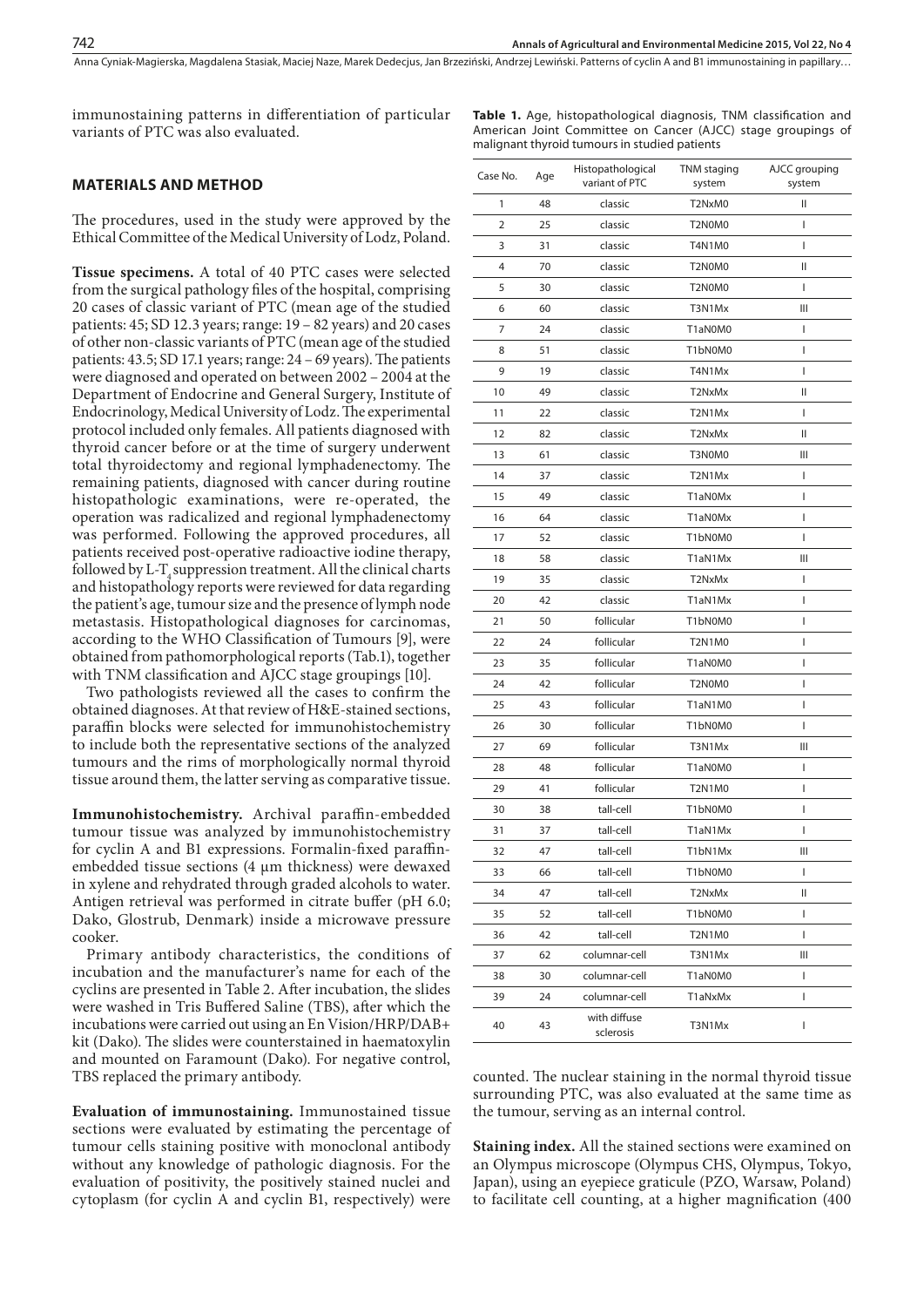immunostaining patterns in differentiation of particular variants of PTC was also evaluated.

## MATERIALS AND METHOD

The procedures, used in the study were approved by the Ethical Committee of the Medical University of Lodz, Poland.

**Tissue specimens.** A total of 40 PTC cases were selected from the surgical pathology files of the hospital, comprising 20 cases of classic variant of PTC (mean age of the studied patients: 45; SD 12.3 years; range: 19 – 82 years) and 20 cases of other non-classic variants of PTC (mean age of the studied patients: 43.5; SD 17.1 years; range: 24 – 69 years). The patients were diagnosed and operated on between 2002 – 2004 at the Department of Endocrine and General Surgery, Institute of Endocrinology, Medical University of Lodz. The experimental protocol included only females. All patients diagnosed with thyroid cancer before or at the time of surgery underwent total thyroidectomy and regional lymphadenectomy. The remaining patients, diagnosed with cancer during routine histopathologic examinations, were re-operated, the operation was radicalized and regional lymphadenectomy was performed. Following the approved procedures, all patients received post-operative radioactive iodine therapy, followed by L-$T_4$ suppression treatment. All the clinical charts and histopathology reports were reviewed for data regarding the patient's age, tumour size and the presence of lymph node metastasis. Histopathological diagnoses for carcinomas, according to the WHO Classification of Tumours [9], were obtained from pathomorphological reports (Tab.1), together with TNM classification and AJCC stage groupings [10].

Two pathologists reviewed all the cases to confirm the obtained diagnoses. At that review of H&E-stained sections, paraffin blocks were selected for immunohistochemistry to include both the representative sections of the analyzed tumours and the rims of morphologically normal thyroid tissue around them, the latter serving as comparative tissue.

**Immunohistochemistry.** Archival paraffin-embedded tumour tissue was analyzed by immunohistochemistry for cyclin A and B1 expressions. Formalin-fixed paraffin-embedded tissue sections (4 μm thickness) were dewaxed in xylene and rehydrated through graded alcohols to water. Antigen retrieval was performed in citrate buffer (pH 6.0; Dako, Glostrub, Denmark) inside a microwave pressure cooker.

Primary antibody characteristics, the conditions of incubation and the manufacturer's name for each of the cyclins are presented in Table 2. After incubation, the slides were washed in Tris Buffered Saline (TBS), after which the incubations were carried out using an En Vision/HRP/DAB+ kit (Dako). The slides were counterstained in haematoxylin and mounted on Faramount (Dako). For negative control, TBS replaced the primary antibody.

**Evaluation of immunostaining.** Immunostained tissue sections were evaluated by estimating the percentage of tumour cells staining positive with monoclonal antibody without any knowledge of pathologic diagnosis. For the evaluation of positivity, the positively stained nuclei and cytoplasm (for cyclin A and cyclin B1, respectively) were counted. The nuclear staining in the normal thyroid tissue surrounding PTC, was also evaluated at the same time as the tumour, serving as an internal control.

**Staining index.** All the stained sections were examined on an Olympus microscope (Olympus CHS, Olympus, Tokyo, Japan), using an eyepiece graticule (PZO, Warsaw, Poland) to facilitate cell counting, at a higher magnification (400

**Table 1.** Age, histopathological diagnosis, TNM classification and American Joint Committee on Cancer (AJCC) stage groupings of malignant thyroid tumours in studied patients

| Case No. | Age | Histopathological variant of PTC | TNM staging system | AJCC grouping system |
|---|---|---|---|---|
| 1 | 48 | classic | T2NxM0 | II |
| 2 | 25 | classic | T2N0M0 | I |
| 3 | 31 | classic | T4N1M0 | I |
| 4 | 70 | classic | T2N0M0 | II |
| 5 | 30 | classic | T2N0M0 | I |
| 6 | 60 | classic | T3N1Mx | III |
| 7 | 24 | classic | T1aN0M0 | I |
| 8 | 51 | classic | T1bN0M0 | I |
| 9 | 19 | classic | T4N1Mx | I |
| 10 | 49 | classic | T2NxMx | II |
| 11 | 22 | classic | T2N1Mx | I |
| 12 | 82 | classic | T2NxMx | II |
| 13 | 61 | classic | T3N0M0 | III |
| 14 | 37 | classic | T2N1Mx | I |
| 15 | 49 | classic | T1aN0Mx | I |
| 16 | 64 | classic | T1aN0Mx | I |
| 17 | 52 | classic | T1bN0M0 | I |
| 18 | 58 | classic | T1aN1Mx | III |
| 19 | 35 | classic | T2NxMx | I |
| 20 | 42 | classic | T1aN1Mx | I |
| 21 | 50 | follicular | T1bN0M0 | I |
| 22 | 24 | follicular | T2N1M0 | I |
| 23 | 35 | follicular | T1aN0M0 | I |
| 24 | 42 | follicular | T2N0M0 | I |
| 25 | 43 | follicular | T1aN1M0 | I |
| 26 | 30 | follicular | T1bN0M0 | I |
| 27 | 69 | follicular | T3N1Mx | III |
| 28 | 48 | follicular | T1aN0M0 | I |
| 29 | 41 | follicular | T2N1M0 | I |
| 30 | 38 | tall-cell | T1bN0M0 | I |
| 31 | 37 | tall-cell | T1aN1Mx | I |
| 32 | 47 | tall-cell | T1bN1Mx | III |
| 33 | 66 | tall-cell | T1bN0M0 | I |
| 34 | 47 | tall-cell | T2NxMx | II |
| 35 | 52 | tall-cell | T1bN0M0 | I |
| 36 | 42 | tall-cell | T2N1M0 | I |
| 37 | 62 | columnar-cell | T3N1Mx | III |
| 38 | 30 | columnar-cell | T1aN0M0 | I |
| 39 | 24 | columnar-cell | T1aNxMx | I |
| 40 | 43 | with diffuse sclerosis | T3N1Mx | I |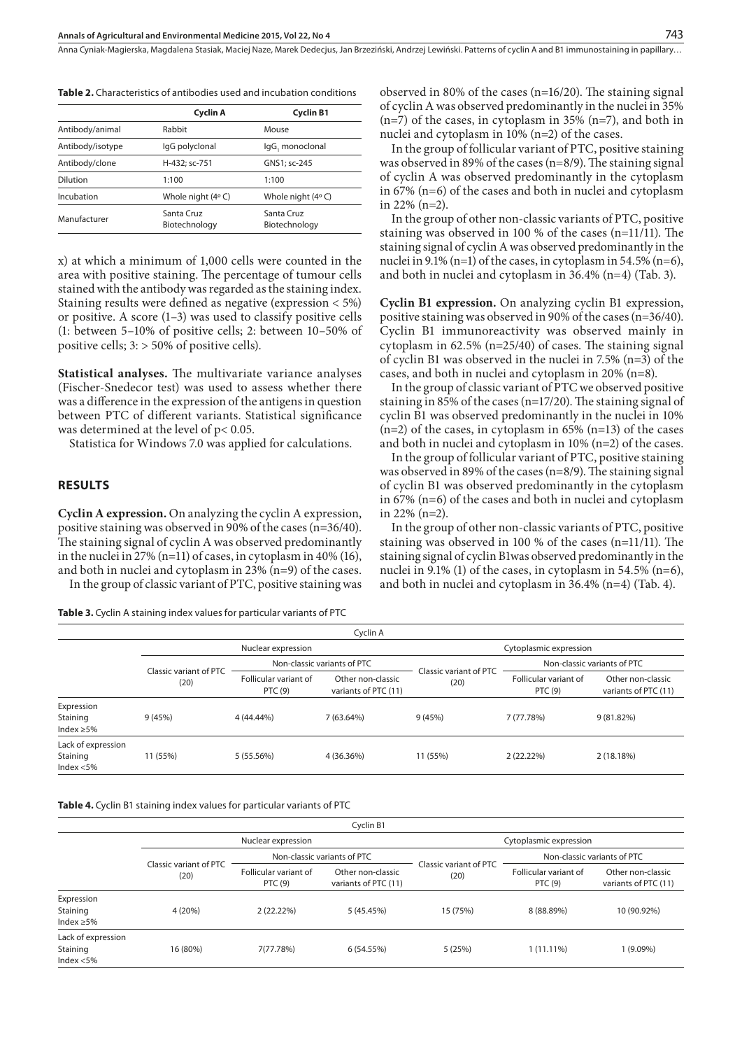**Table 2.** Characteristics of antibodies used and incubation conditions

| | Cyclin A | Cyclin B1 |
|---|---|---|
| Antibody/animal | Rabbit | Mouse |
| Antibody/isotype | IgG polyclonal | $IgG_1$ monoclonal |
| Antibody/clone | H-432; sc-751 | GNS1; sc-245 |
| Dilution | 1:100 | 1:100 |
| Incubation | Whole night (4º C) | Whole night (4º C) |
| Manufacturer | Santa Cruz Biotechnology | Santa Cruz Biotechnology |

x) at which a minimum of 1,000 cells were counted in the area with positive staining. The percentage of tumour cells stained with the antibody was regarded as the staining index. Staining results were defined as negative (expression < 5%) or positive. A score (1–3) was used to classify positive cells (1: between 5–10% of positive cells; 2: between 10–50% of positive cells; 3: > 50% of positive cells).

**Statistical analyses.** The multivariate variance analyses (Fischer-Snedecor test) was used to assess whether there was a difference in the expression of the antigens in question between PTC of different variants. Statistical significance was determined at the level of $p < 0.05$.

Statistica for Windows 7.0 was applied for calculations.

## RESULTS

**Cyclin A expression.** On analyzing the cyclin A expression, positive staining was observed in 90% of the cases (n=36/40). The staining signal of cyclin A was observed predominantly in the nuclei in 27% (n=11) of cases, in cytoplasm in 40% (16), and both in nuclei and cytoplasm in 23% (n=9) of the cases.

In the group of classic variant of PTC, positive staining was observed in 80% of the cases (n=16/20). The staining signal of cyclin A was observed predominantly in the nuclei in 35% (n=7) of the cases, in cytoplasm in 35% (n=7), and both in nuclei and cytoplasm in 10% (n=2) of the cases.

In the group of follicular variant of PTC, positive staining was observed in 89% of the cases (n=8/9). The staining signal of cyclin A was observed predominantly in the cytoplasm in 67% (n=6) of the cases and both in nuclei and cytoplasm in 22% (n=2).

In the group of other non-classic variants of PTC, positive staining was observed in 100 % of the cases (n=11/11). The staining signal of cyclin A was observed predominantly in the nuclei in 9.1% (n=1) of the cases, in cytoplasm in 54.5% (n=6), and both in nuclei and cytoplasm in 36.4% (n=4) (Tab. 3).

**Cyclin B1 expression.** On analyzing cyclin B1 expression, positive staining was observed in 90% of the cases (n=36/40). Cyclin B1 immunoreactivity was observed mainly in cytoplasm in 62.5% (n=25/40) of cases. The staining signal of cyclin B1 was observed in the nuclei in 7.5% (n=3) of the cases, and both in nuclei and cytoplasm in 20% (n=8).

In the group of classic variant of PTC we observed positive staining in 85% of the cases (n=17/20). The staining signal of cyclin B1 was observed predominantly in the nuclei in 10% (n=2) of the cases, in cytoplasm in 65% (n=13) of the cases and both in nuclei and cytoplasm in 10% (n=2) of the cases.

In the group of follicular variant of PTC, positive staining was observed in 89% of the cases (n=8/9). The staining signal of cyclin B1 was observed predominantly in the cytoplasm in 67% (n=6) of the cases and both in nuclei and cytoplasm in 22% (n=2).

In the group of other non-classic variants of PTC, positive staining was observed in 100 % of the cases (n=11/11). The staining signal of cyclin B1was observed predominantly in the nuclei in 9.1% (1) of the cases, in cytoplasm in 54.5% (n=6), and both in nuclei and cytoplasm in 36.4% (n=4) (Tab. 4).

**Table 3.** Cyclin A staining index values for particular variants of PTC

| | Cyclin A | | | | | |
|---|---|---|---|---|---|---|
| | Nuclear expression | | | Cytoplasmic expression | | |
| | Classic variant of PTC (20) | Non-classic variants of PTC | | Classic variant of PTC (20) | Non-classic variants of PTC | |
| | | Follicular variant of PTC (9) | Other non-classic variants of PTC (11) | | Follicular variant of PTC (9) | Other non-classic variants of PTC (11) |
| Expression Staining Index ≥5% | 9 (45%) | 4 (44.44%) | 7 (63.64%) | 9 (45%) | 7 (77.78%) | 9 (81.82%) |
| Lack of expression Staining Index <5% | 11 (55%) | 5 (55.56%) | 4 (36.36%) | 11 (55%) | 2 (22.22%) | 2 (18.18%) |

**Table 4.** Cyclin B1 staining index values for particular variants of PTC

| | Cyclin B1 | | | | | |
|---|---|---|---|---|---|---|
| | Nuclear expression | | | Cytoplasmic expression | | |
| | Classic variant of PTC (20) | Non-classic variants of PTC | | Classic variant of PTC (20) | Non-classic variants of PTC | |
| | | Follicular variant of PTC (9) | Other non-classic variants of PTC (11) | | Follicular variant of PTC (9) | Other non-classic variants of PTC (11) |
| Expression Staining Index ≥5% | 4 (20%) | 2 (22.22%) | 5 (45.45%) | 15 (75%) | 8 (88.89%) | 10 (90.92%) |
| Lack of expression Staining Index <5% | 16 (80%) | 7(77.78%) | 6 (54.55%) | 5 (25%) | 1 (11.11%) | 1 (9.09%) |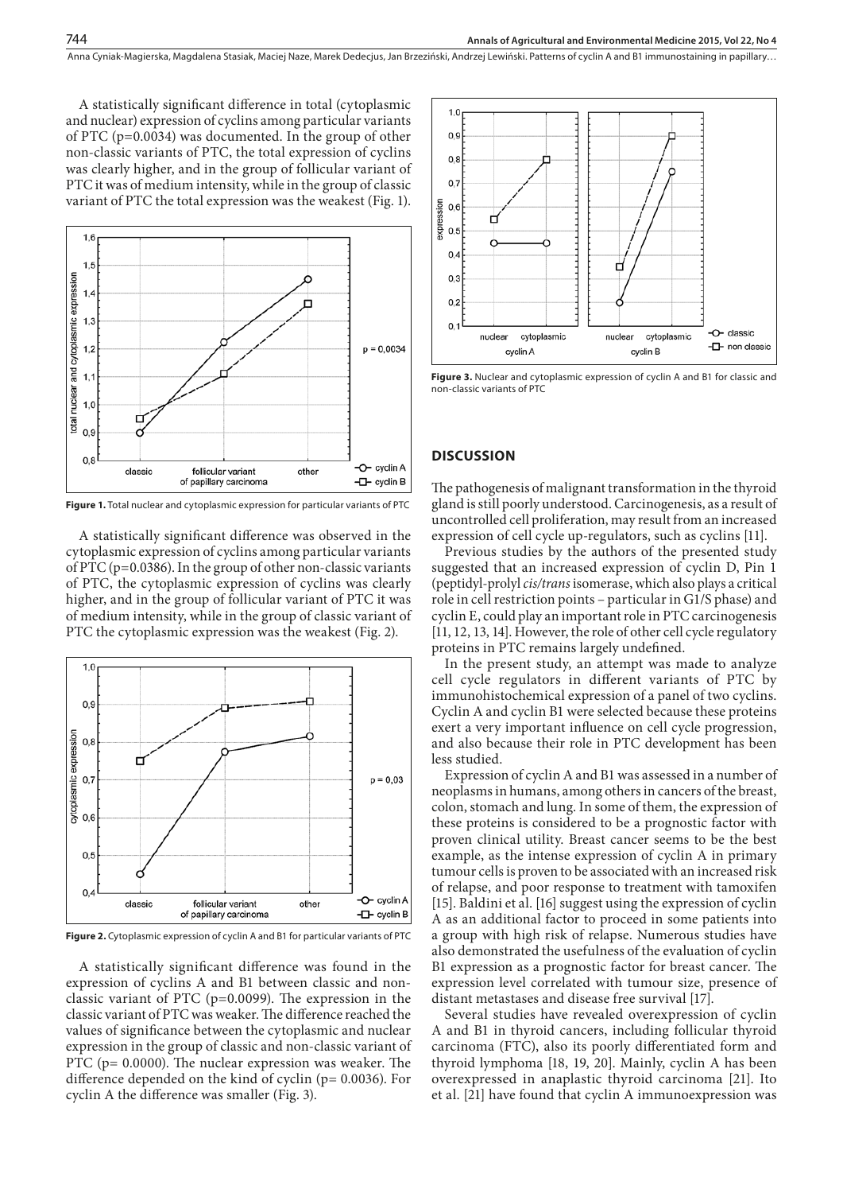A statistically significant difference in total (cytoplasmic and nuclear) expression of cyclins among particular variants of PTC (p=0.0034) was documented. In the group of other non-classic variants of PTC, the total expression of cyclins was clearly higher, and in the group of follicular variant of PTC it was of medium intensity, while in the group of classic variant of PTC the total expression was the weakest (Fig. 1).

**Figure 1.** Total nuclear and cytoplasmic expression for particular variants of PTC

A statistically significant difference was observed in the cytoplasmic expression of cyclins among particular variants of PTC (p=0.0386). In the group of other non-classic variants of PTC, the cytoplasmic expression of cyclins was clearly higher, and in the group of follicular variant of PTC it was of medium intensity, while in the group of classic variant of PTC the cytoplasmic expression was the weakest (Fig. 2).

**Figure 2.** Cytoplasmic expression of cyclin A and B1 for particular variants of PTC

A statistically significant difference was found in the expression of cyclins A and B1 between classic and non-classic variant of PTC (p=0.0099). The expression in the classic variant of PTC was weaker. The difference reached the values of significance between the cytoplasmic and nuclear expression in the group of classic and non-classic variant of PTC (p= 0.0000). The nuclear expression was weaker. The difference depended on the kind of cyclin (p= 0.0036). For cyclin A the difference was smaller (Fig. 3).

**Figure 3.** Nuclear and cytoplasmic expression of cyclin A and B1 for classic and non-classic variants of PTC

## DISCUSSION

The pathogenesis of malignant transformation in the thyroid gland is still poorly understood. Carcinogenesis, as a result of uncontrolled cell proliferation, may result from an increased expression of cell cycle up-regulators, such as cyclins [11].

Previous studies by the authors of the presented study suggested that an increased expression of cyclin D, Pin 1 (peptidyl-prolyl *cis/trans* isomerase, which also plays a critical role in cell restriction points – particular in G1/S phase) and cyclin E, could play an important role in PTC carcinogenesis [11, 12, 13, 14]. However, the role of other cell cycle regulatory proteins in PTC remains largely undefined.

In the present study, an attempt was made to analyze cell cycle regulators in different variants of PTC by immunohistochemical expression of a panel of two cyclins. Cyclin A and cyclin B1 were selected because these proteins exert a very important influence on cell cycle progression, and also because their role in PTC development has been less studied.

Expression of cyclin A and B1 was assessed in a number of neoplasms in humans, among others in cancers of the breast, colon, stomach and lung. In some of them, the expression of these proteins is considered to be a prognostic factor with proven clinical utility. Breast cancer seems to be the best example, as the intense expression of cyclin A in primary tumour cells is proven to be associated with an increased risk of relapse, and poor response to treatment with tamoxifen [15]. Baldini et al. [16] suggest using the expression of cyclin A as an additional factor to proceed in some patients into a group with high risk of relapse. Numerous studies have also demonstrated the usefulness of the evaluation of cyclin B1 expression as a prognostic factor for breast cancer. The expression level correlated with tumour size, presence of distant metastases and disease free survival [17].

Several studies have revealed overexpression of cyclin A and B1 in thyroid cancers, including follicular thyroid carcinoma (FTC), also its poorly differentiated form and thyroid lymphoma [18, 19, 20]. Mainly, cyclin A has been overexpressed in anaplastic thyroid carcinoma [21]. Ito et al. [21] have found that cyclin A immunoexpression was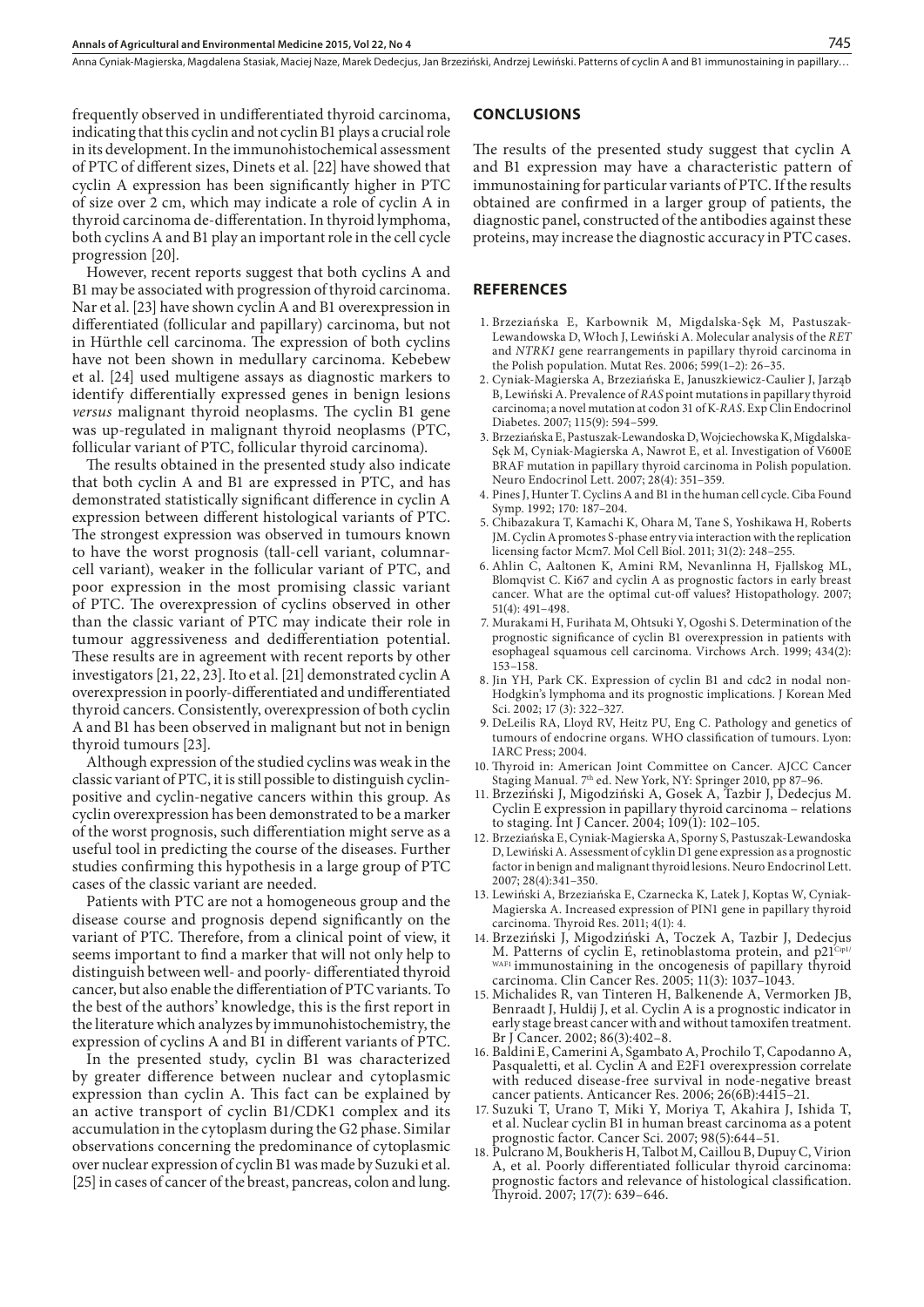frequently observed in undifferentiated thyroid carcinoma, indicating that this cyclin and not cyclin B1 plays a crucial role in its development. In the immunohistochemical assessment of PTC of different sizes, Dinets et al. [22] have showed that cyclin A expression has been significantly higher in PTC of size over 2 cm, which may indicate a role of cyclin A in thyroid carcinoma de-differentation. In thyroid lymphoma, both cyclins A and B1 play an important role in the cell cycle progression [20].

However, recent reports suggest that both cyclins A and B1 may be associated with progression of thyroid carcinoma. Nar et al. [23] have shown cyclin A and B1 overexpression in differentiated (follicular and papillary) carcinoma, but not in Hürthle cell carcinoma. The expression of both cyclins have not been shown in medullary carcinoma. Kebebew et al. [24] used multigene assays as diagnostic markers to identify differentially expressed genes in benign lesions *versus* malignant thyroid neoplasms. The cyclin B1 gene was up-regulated in malignant thyroid neoplasms (PTC, follicular variant of PTC, follicular thyroid carcinoma).

The results obtained in the presented study also indicate that both cyclin A and B1 are expressed in PTC, and has demonstrated statistically significant difference in cyclin A expression between different histological variants of PTC. The strongest expression was observed in tumours known to have the worst prognosis (tall-cell variant, columnar-cell variant), weaker in the follicular variant of PTC, and poor expression in the most promising classic variant of PTC. The overexpression of cyclins observed in other than the classic variant of PTC may indicate their role in tumour aggressiveness and dedifferentiation potential. These results are in agreement with recent reports by other investigators [21, 22, 23]. Ito et al. [21] demonstrated cyclin A overexpression in poorly-differentiated and undifferentiated thyroid cancers. Consistently, overexpression of both cyclin A and B1 has been observed in malignant but not in benign thyroid tumours [23].

Although expression of the studied cyclins was weak in the classic variant of PTC, it is still possible to distinguish cyclin-positive and cyclin-negative cancers within this group. As cyclin overexpression has been demonstrated to be a marker of the worst prognosis, such differentiation might serve as a useful tool in predicting the course of the diseases. Further studies confirming this hypothesis in a large group of PTC cases of the classic variant are needed.

Patients with PTC are not a homogeneous group and the disease course and prognosis depend significantly on the variant of PTC. Therefore, from a clinical point of view, it seems important to find a marker that will not only help to distinguish between well- and poorly- differentiated thyroid cancer, but also enable the differentiation of PTC variants. To the best of the authors' knowledge, this is the first report in the literature which analyzes by immunohistochemistry, the expression of cyclins A and B1 in different variants of PTC.

In the presented study, cyclin B1 was characterized by greater difference between nuclear and cytoplasmic expression than cyclin A. This fact can be explained by an active transport of cyclin B1/CDK1 complex and its accumulation in the cytoplasm during the G2 phase. Similar observations concerning the predominance of cytoplasmic over nuclear expression of cyclin B1 was made by Suzuki et al. [25] in cases of cancer of the breast, pancreas, colon and lung.

## CONCLUSIONS

The results of the presented study suggest that cyclin A and B1 expression may have a characteristic pattern of immunostaining for particular variants of PTC. If the results obtained are confirmed in a larger group of patients, the diagnostic panel, constructed of the antibodies against these proteins, may increase the diagnostic accuracy in PTC cases.

## REFERENCES

1. Brzeziańska E, Karbownik M, Migdalska-Sęk M, Pastuszak-Lewandowska D, Włoch J, Lewiński A. Molecular analysis of the *RET* and *NTRK1* gene rearrangements in papillary thyroid carcinoma in the Polish population. Mutat Res. 2006; 599(1–2): 26–35.
2. Cyniak-Magierska A, Brzeziańska E, Januszkiewicz-Caulier J, Jarząb B, Lewiński A. Prevalence of *RAS* point mutations in papillary thyroid carcinoma; a novel mutation at codon 31 of K-*RAS*. Exp Clin Endocrinol Diabetes. 2007; 115(9): 594–599.
3. Brzeziańska E, Pastuszak-Lewandoska D, Wojciechowska K, Migdalska-Sęk M, Cyniak-Magierska A, Nawrot E, et al. Investigation of V600E BRAF mutation in papillary thyroid carcinoma in Polish population. Neuro Endocrinol Lett. 2007; 28(4): 351–359.
4. Pines J, Hunter T. Cyclins A and B1 in the human cell cycle. Ciba Found Symp. 1992; 170: 187–204.
5. Chibazakura T, Kamachi K, Ohara M, Tane S, Yoshikawa H, Roberts JM. Cyclin A promotes S-phase entry via interaction with the replication licensing factor Mcm7. Mol Cell Biol. 2011; 31(2): 248–255.
6. Ahlin C, Aaltonen K, Amini RM, Nevanlinna H, Fjallskog ML, Blomqvist C. Ki67 and cyclin A as prognostic factors in early breast cancer. What are the optimal cut-off values? Histopathology. 2007; 51(4): 491–498.
7. Murakami H, Furihata M, Ohtsuki Y, Ogoshi S. Determination of the prognostic significance of cyclin B1 overexpression in patients with esophageal squamous cell carcinoma. Virchows Arch. 1999; 434(2): 153–158.
8. Jin YH, Park CK. Expression of cyclin B1 and cdc2 in nodal non-Hodgkin's lymphoma and its prognostic implications. J Korean Med Sci. 2002; 17 (3): 322–327.
9. DeLeilis RA, Lloyd RV, Heitz PU, Eng C. Pathology and genetics of tumours of endocrine organs. WHO classification of tumours. Lyon: IARC Press; 2004.
10. Thyroid in: American Joint Committee on Cancer. AJCC Cancer Staging Manual. 7th ed. New York, NY: Springer 2010, pp 87–96.
11. Brzeziński J, Migodziński A, Gosek A, Tazbir J, Dedecjus M. Cyclin E expression in papillary thyroid carcinoma – relations to staging. Int J Cancer. 2004; 109(1): 102–105.
12. Brzeziańska E, Cyniak-Magierska A, Sporny S, Pastuszak-Lewandoska D, Lewiński A. Assessment of cyklin D1 gene expression as a prognostic factor in benign and malignant thyroid lesions. Neuro Endocrinol Lett. 2007; 28(4):341–350.
13. Lewiński A, Brzeziańska E, Czarnecka K, Latek J, Koptas W, Cyniak-Magierska A. Increased expression of PIN1 gene in papillary thyroid carcinoma. Thyroid Res. 2011; 4(1): 4.
14. Brzeziński J, Migodziński A, Toczek A, Tazbir J, Dedecjus M. Patterns of cyclin E, retinoblastoma protein, and p21Cip1/WAF1 immunostaining in the oncogenesis of papillary thyroid carcinoma. Clin Cancer Res. 2005; 11(3): 1037–1043.
15. Michalides R, van Tinteren H, Balkenende A, Vermorken JB, Benraadt J, Huldij J, et al. Cyclin A is a prognostic indicator in early stage breast cancer with and without tamoxifen treatment. Br J Cancer. 2002; 86(3):402–8.
16. Baldini E, Camerini A, Sgambato A, Prochilo T, Capodanno A, Pasqualetti, et al. Cyclin A and E2F1 overexpression correlate with reduced disease-free survival in node-negative breast cancer patients. Anticancer Res. 2006; 26(6B):4415–21.
17. Suzuki T, Urano T, Miki Y, Moriya T, Akahira J, Ishida T, et al. Nuclear cyclin B1 in human breast carcinoma as a potent prognostic factor. Cancer Sci. 2007; 98(5):644–51.
18. Pulcrano M, Boukheris H, Talbot M, Caillou B, Dupuy C, Virion A, et al. Poorly differentiated follicular thyroid carcinoma: prognostic factors and relevance of histological classification. Thyroid. 2007; 17(7): 639–646.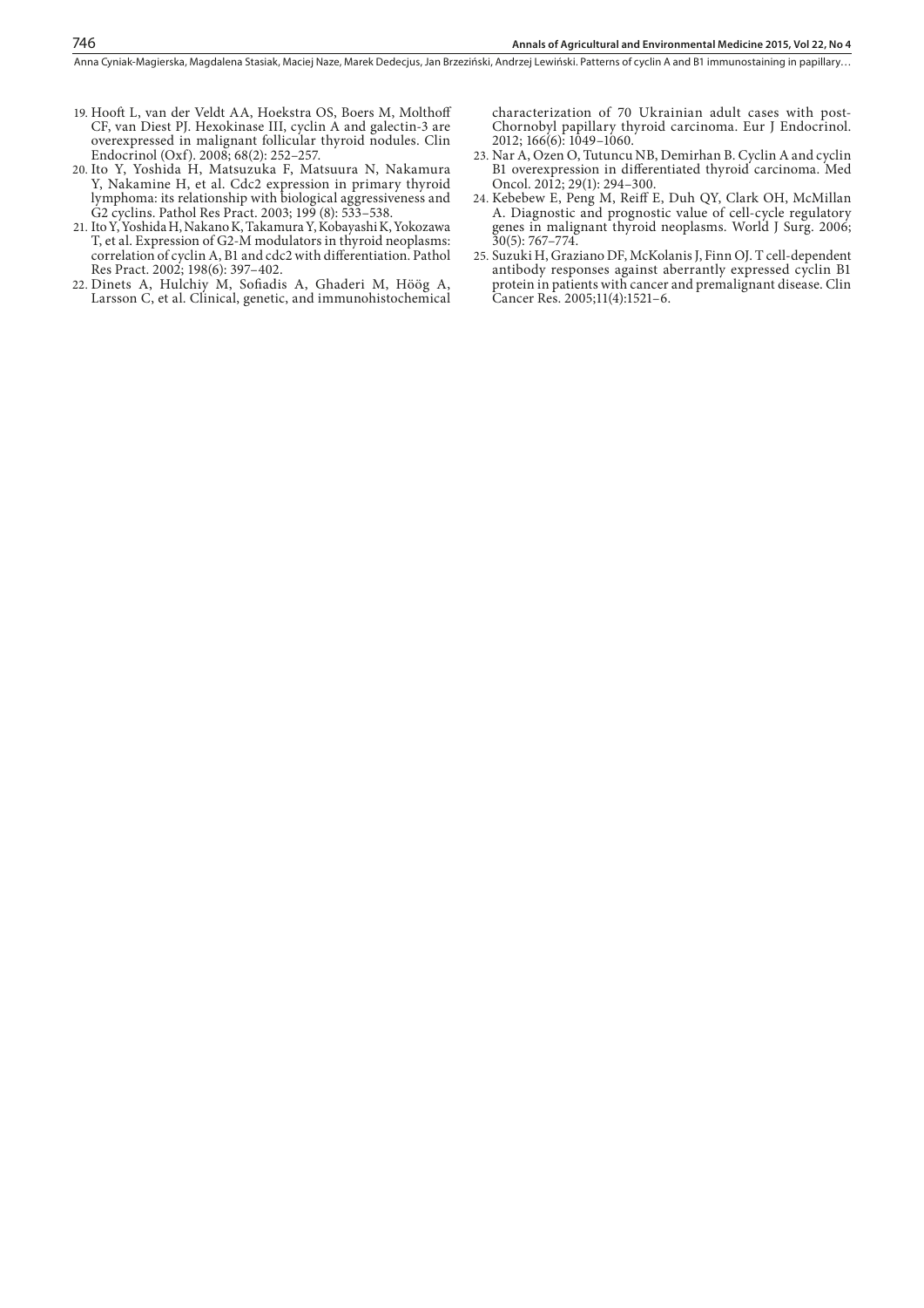19. Hooft L, van der Veldt AA, Hoekstra OS, Boers M, Molthoff CF, van Diest PJ. Hexokinase III, cyclin A and galectin-3 are overexpressed in malignant follicular thyroid nodules. Clin Endocrinol (Oxf). 2008; 68(2): 252–257.
20. Ito Y, Yoshida H, Matsuzuka F, Matsuura N, Nakamura Y, Nakamine H, et al. Cdc2 expression in primary thyroid lymphoma: its relationship with biological aggressiveness and G2 cyclins. Pathol Res Pract. 2003; 199 (8): 533–538.
21. Ito Y, Yoshida H, Nakano K, Takamura Y, Kobayashi K, Yokozawa T, et al. Expression of G2-M modulators in thyroid neoplasms: correlation of cyclin A, B1 and cdc2 with differentiation. Pathol Res Pract. 2002; 198(6): 397–402.
22. Dinets A, Hulchiy M, Sofiadis A, Ghaderi M, Höög A, Larsson C, et al. Clinical, genetic, and immunohistochemical characterization of 70 Ukrainian adult cases with post-Chornobyl papillary thyroid carcinoma. Eur J Endocrinol. 2012; 166(6): 1049–1060.
23. Nar A, Ozen O, Tutuncu NB, Demirhan B. Cyclin A and cyclin B1 overexpression in differentiated thyroid carcinoma. Med Oncol. 2012; 29(1): 294–300.
24. Kebebew E, Peng M, Reiff E, Duh QY, Clark OH, McMillan A. Diagnostic and prognostic value of cell-cycle regulatory genes in malignant thyroid neoplasms. World J Surg. 2006; 30(5): 767–774.
25. Suzuki H, Graziano DF, McKolanis J, Finn OJ. T cell-dependent antibody responses against aberrantly expressed cyclin B1 protein in patients with cancer and premalignant disease. Clin Cancer Res. 2005;11(4):1521–6.